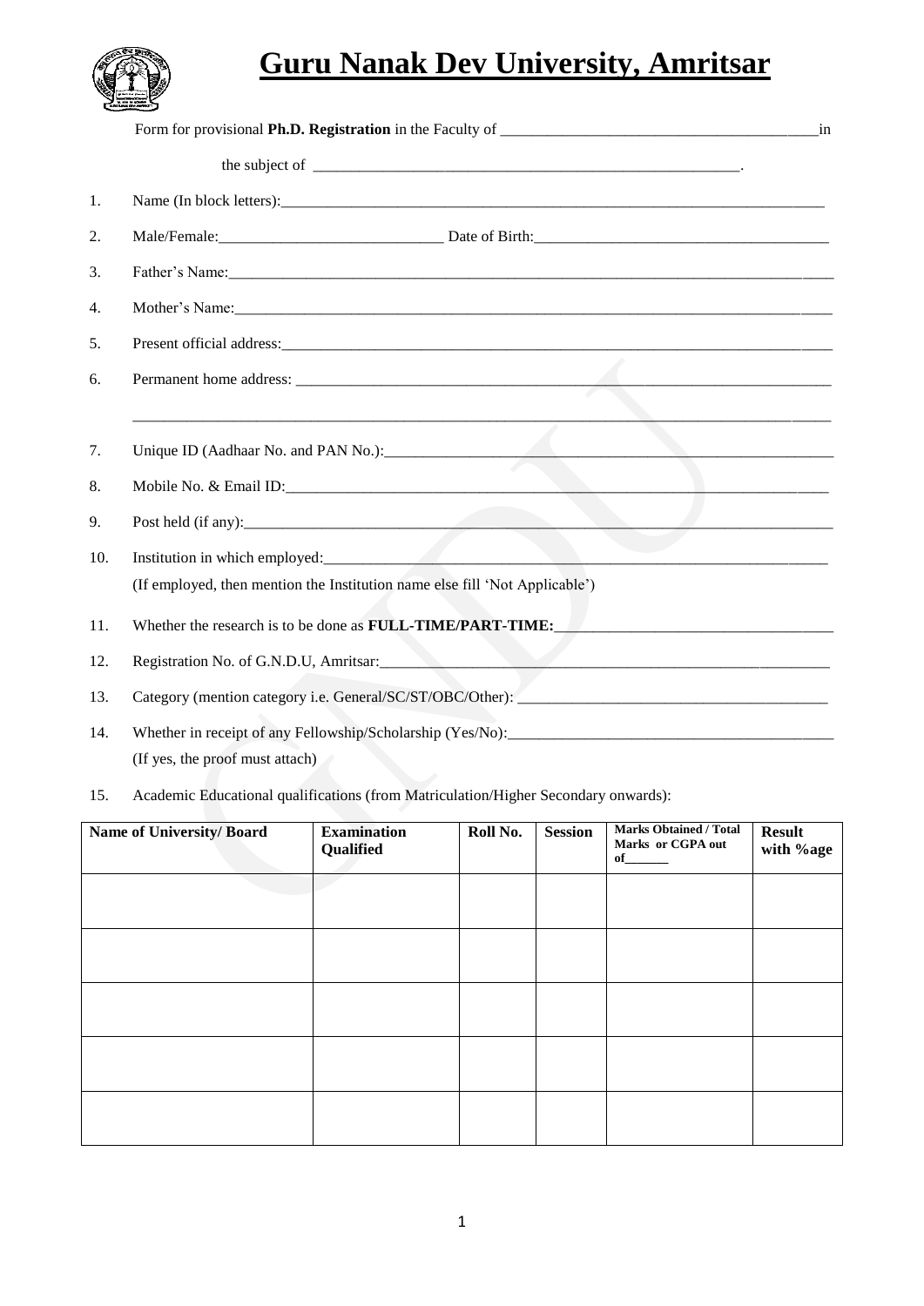# Guru Nanak Dev University, Amritsar

Form for provisional **Ph.D. Registration** in the Faculty of ________________________________________in

the subject of ________________________________________________________.

1. Name (In block letters):________________________________________________________________________

2. Male/Female:_____________________________ Date of Birth:______________________________________

3. Father's Name:______________________________________________________________________________

4. Mother's Name:_____________________________________________________________________________

5. Present official address:______________________________________________________________________

6. Permanent home address: ______________________________________________________________________

   ________________________________________________________________________________________________

7. Unique ID (Aadhaar No. and PAN No.):___________________________________________________________

8. Mobile No. & Email ID:_______________________________________________________________________

9. Post held (if any):___________________________________________________________________________

10. Institution in which employed:_________________________________________________________________
    (If employed, then mention the Institution name else fill 'Not Applicable')

11. Whether the research is to be done as **FULL-TIME/PART-TIME:**___________________________________

12. Registration No. of G.N.D.U, Amritsar:_________________________________________________________

13. Category (mention category i.e. General/SC/ST/OBC/Other): ________________________________________

14. Whether in receipt of any Fellowship/Scholarship (Yes/No):__________________________________________
    (If yes, the proof must attach)

15. Academic Educational qualifications (from Matriculation/Higher Secondary onwards):

| Name of University/ Board | Examination Qualified | Roll No. | Session | Marks Obtained / Total Marks or CGPA out of_______ | Result with %age |
|---|---|---|---|---|---|
| | | | | | |
| | | | | | |
| | | | | | |
| | | | | | |
| | | | | | |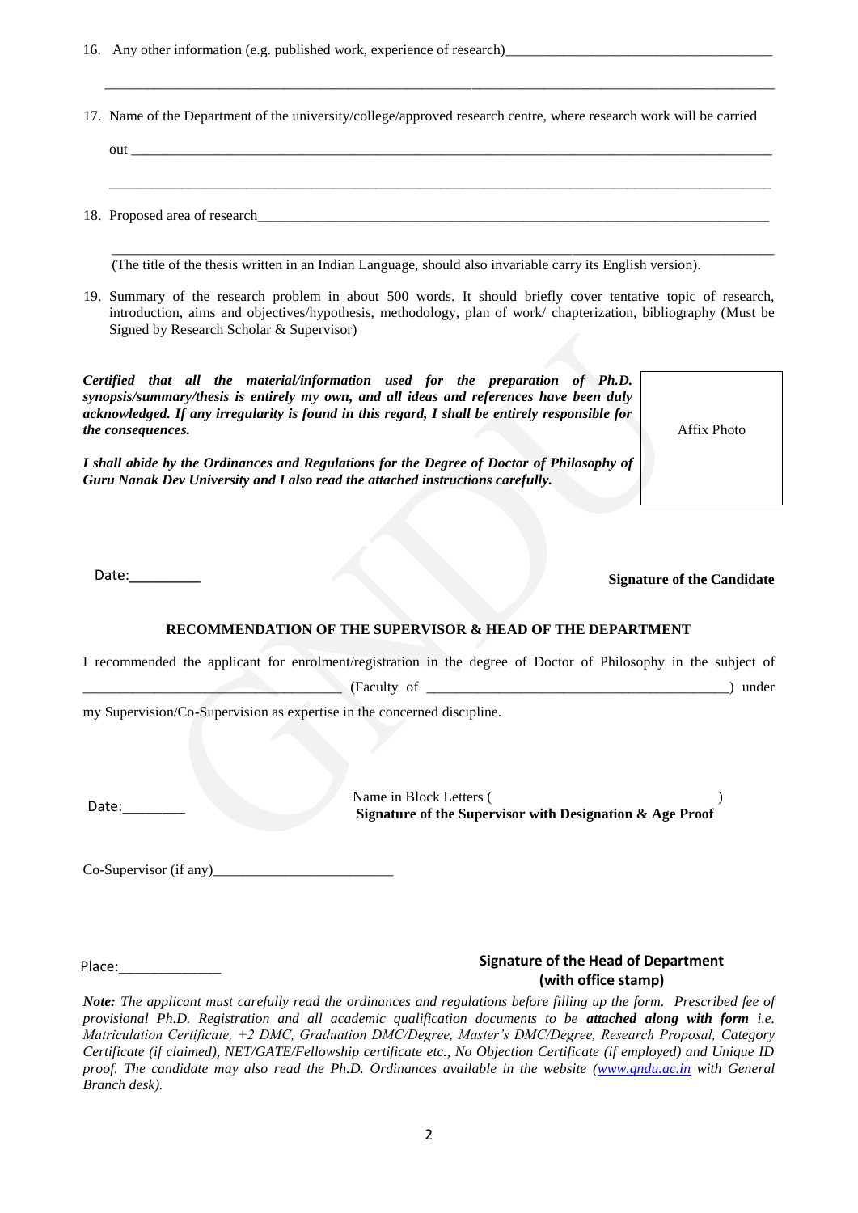16. Any other information (e.g. published work, experience of research)\_\_\_\_\_\_\_\_\_\_\_\_\_\_\_\_\_\_\_\_\_\_\_\_\_\_\_\_\_\_\_\_\_\_\_\_\_

\_\_\_\_\_\_\_\_\_\_\_\_\_\_\_\_\_\_\_\_\_\_\_\_\_\_\_\_\_\_\_\_\_\_\_\_\_\_\_\_\_\_\_\_\_\_\_\_\_\_\_\_\_\_\_\_\_\_\_\_\_\_\_\_\_\_\_\_\_\_\_\_\_\_\_\_\_\_\_\_\_\_\_\_\_\_

17. Name of the Department of the university/college/approved research centre, where research work will be carried out \_\_\_\_\_\_\_\_\_\_\_\_\_\_\_\_\_\_\_\_\_\_\_\_\_\_\_\_\_\_\_\_\_\_\_\_\_\_\_\_\_\_\_\_\_\_\_\_\_\_\_\_\_\_\_\_\_\_\_\_\_\_\_\_\_\_\_\_\_\_\_\_\_\_\_\_\_\_\_\_\_\_

\_\_\_\_\_\_\_\_\_\_\_\_\_\_\_\_\_\_\_\_\_\_\_\_\_\_\_\_\_\_\_\_\_\_\_\_\_\_\_\_\_\_\_\_\_\_\_\_\_\_\_\_\_\_\_\_\_\_\_\_\_\_\_\_\_\_\_\_\_\_\_\_\_\_\_\_\_\_\_\_\_\_\_\_\_\_

18. Proposed area of research\_\_\_\_\_\_\_\_\_\_\_\_\_\_\_\_\_\_\_\_\_\_\_\_\_\_\_\_\_\_\_\_\_\_\_\_\_\_\_\_\_\_\_\_\_\_\_\_\_\_\_\_\_\_\_\_\_\_\_\_\_\_\_\_\_\_\_\_\_\_\_\_

\_\_\_\_\_\_\_\_\_\_\_\_\_\_\_\_\_\_\_\_\_\_\_\_\_\_\_\_\_\_\_\_\_\_\_\_\_\_\_\_\_\_\_\_\_\_\_\_\_\_\_\_\_\_\_\_\_\_\_\_\_\_\_\_\_\_\_\_\_\_\_\_\_\_\_\_\_\_\_\_\_\_\_\_\_\_

(The title of the thesis written in an Indian Language, should also invariable carry its English version).

19. Summary of the research problem in about 500 words. It should briefly cover tentative topic of research, introduction, aims and objectives/hypothesis, methodology, plan of work/ chapterization, bibliography (Must be Signed by Research Scholar & Supervisor)

***Certified that all the material/information used for the preparation of Ph.D. synopsis/summary/thesis is entirely my own, and all ideas and references have been duly acknowledged. If any irregularity is found in this regard, I shall be entirely responsible for the consequences.***

***I shall abide by the Ordinances and Regulations for the Degree of Doctor of Philosophy of Guru Nanak Dev University and I also read the attached instructions carefully.***

Affix Photo

Date:\_\_\_\_\_\_\_\_\_

**Signature of the Candidate**

**RECOMMENDATION OF THE SUPERVISOR & HEAD OF THE DEPARTMENT**

I recommended the applicant for enrolment/registration in the degree of Doctor of Philosophy in the subject of \_\_\_\_\_\_\_\_\_\_\_\_\_\_\_\_\_\_\_\_\_\_\_\_\_\_\_\_\_\_\_\_\_\_\_\_ (Faculty of \_\_\_\_\_\_\_\_\_\_\_\_\_\_\_\_\_\_\_\_\_\_\_\_\_\_\_\_\_\_\_\_\_\_\_\_\_\_\_\_\_\_) under my Supervision/Co-Supervision as expertise in the concerned discipline.

Date:\_\_\_\_\_\_\_\_

Name in Block Letters ( )
**Signature of the Supervisor with Designation & Age Proof**

Co-Supervisor (if any)\_\_\_\_\_\_\_\_\_\_\_\_\_\_\_\_\_\_\_\_\_\_\_\_\_

Place:\_\_\_\_\_\_\_\_\_\_\_\_\_\_

**Signature of the Head of Department**
**(with office stamp)**

***Note:*** *The applicant must carefully read the ordinances and regulations before filling up the form. Prescribed fee of provisional Ph.D. Registration and all academic qualification documents to be* ***attached along with form*** *i.e. Matriculation Certificate, +2 DMC, Graduation DMC/Degree, Master's DMC/Degree, Research Proposal, Category Certificate (if claimed), NET/GATE/Fellowship certificate etc., No Objection Certificate (if employed) and Unique ID proof. The candidate may also read the Ph.D. Ordinances available in the website (www.gndu.ac.in with General Branch desk).*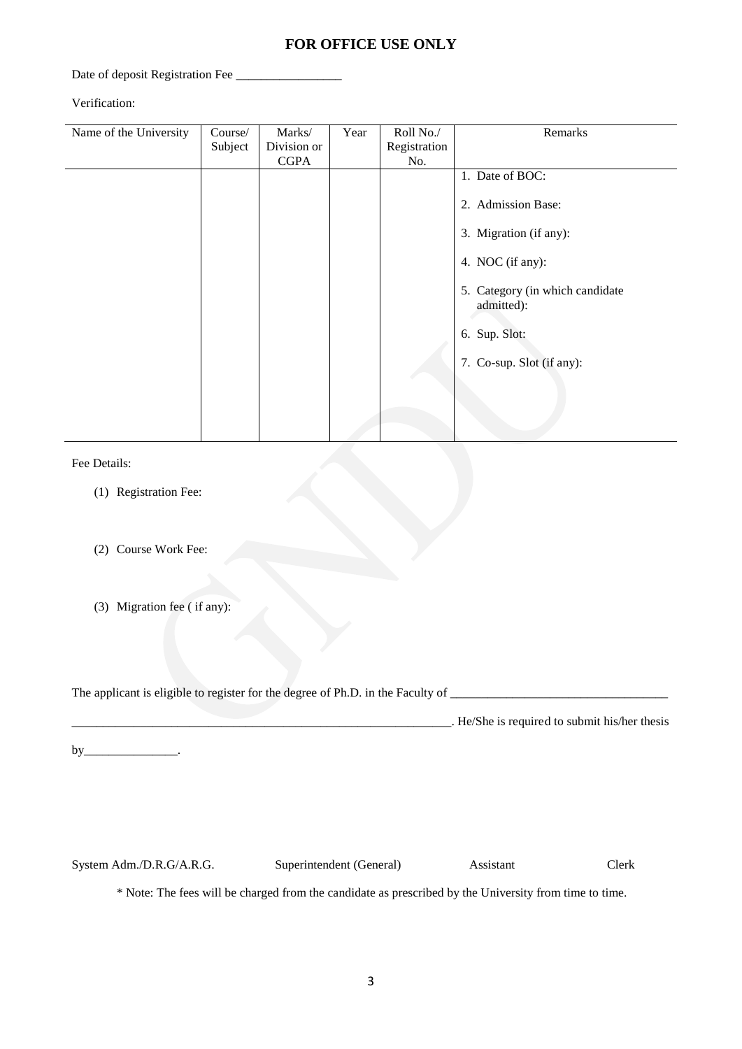## FOR OFFICE USE ONLY

Date of deposit Registration Fee _________________

Verification:

| Name of the University | Course/ Subject | Marks/ Division or CGPA | Year | Roll No./ Registration No. | Remarks |
|---|---|---|---|---|---|
| | | | | | 1. Date of BOC:<br><br>2. Admission Base:<br><br>3. Migration (if any):<br><br>4. NOC (if any):<br><br>5. Category (in which candidate admitted):<br><br>6. Sup. Slot:<br><br>7. Co-sup. Slot (if any): |

Fee Details:

(1) Registration Fee:

(2) Course Work Fee:

(3) Migration fee ( if any):

The applicant is eligible to register for the degree of Ph.D. in the Faculty of ___________________________________

_______________________________________________________________. He/She is required to submit his/her thesis by_______________.

System Adm./D.R.G/A.R.G. Superintendent (General) Assistant Clerk

\* Note: The fees will be charged from the candidate as prescribed by the University from time to time.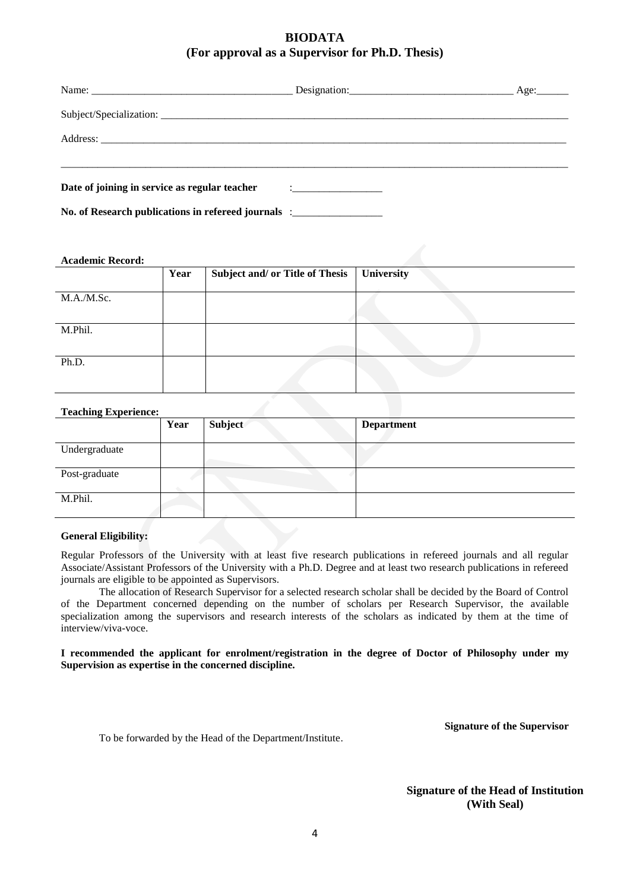# BIODATA
## (For approval as a Supervisor for Ph.D. Thesis)

Name: ______________________________________ Designation:______________________________ Age:______

Subject/Specialization: ____________________________________________________________________________

Address: __________________________________________________________________________________

___________________________________________________________________________________________

**Date of joining in service as regular teacher** :_________________

**No. of Research publications in refereed journals** :_________________

**Academic Record:**

| | Year | Subject and/ or Title of Thesis | University |
|---|---|---|---|
| M.A./M.Sc. | | | |
| M.Phil. | | | |
| Ph.D. | | | |

**Teaching Experience:**

| | Year | Subject | Department |
|---|---|---|---|
| Undergraduate | | | |
| Post-graduate | | | |
| M.Phil. | | | |

**General Eligibility:**

Regular Professors of the University with at least five research publications in refereed journals and all regular Associate/Assistant Professors of the University with a Ph.D. Degree and at least two research publications in refereed journals are eligible to be appointed as Supervisors.

The allocation of Research Supervisor for a selected research scholar shall be decided by the Board of Control of the Department concerned depending on the number of scholars per Research Supervisor, the available specialization among the supervisors and research interests of the scholars as indicated by them at the time of interview/viva-voce.

**I recommended the applicant for enrolment/registration in the degree of Doctor of Philosophy under my Supervision as expertise in the concerned discipline.**

**Signature of the Supervisor**

To be forwarded by the Head of the Department/Institute.

**Signature of the Head of Institution**
**(With Seal)**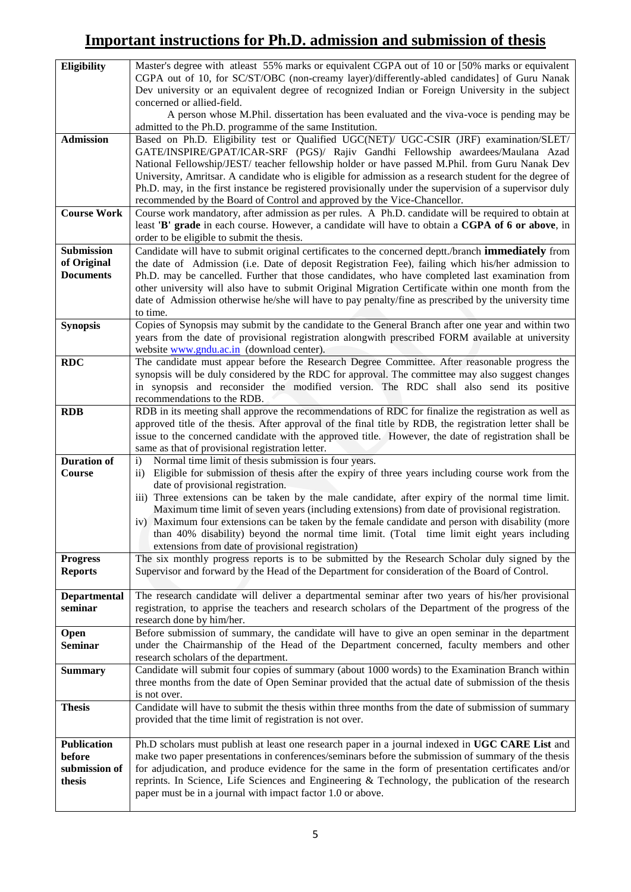# Important instructions for Ph.D. admission and submission of thesis

| | |
|---|---|
| **Eligibility** | Master's degree with atleast 55% marks or equivalent CGPA out of 10 or [50% marks or equivalent CGPA out of 10, for SC/ST/OBC (non-creamy layer)/differently-abled candidates] of Guru Nanak Dev university or an equivalent degree of recognized Indian or Foreign University in the subject concerned or allied-field.<br>A person whose M.Phil. dissertation has been evaluated and the viva-voce is pending may be admitted to the Ph.D. programme of the same Institution. |
| **Admission** | Based on Ph.D. Eligibility test or Qualified UGC(NET)/ UGC-CSIR (JRF) examination/SLET/ GATE/INSPIRE/GPAT/ICAR-SRF (PGS)/ Rajiv Gandhi Fellowship awardees/Maulana Azad National Fellowship/JEST/ teacher fellowship holder or have passed M.Phil. from Guru Nanak Dev University, Amritsar. A candidate who is eligible for admission as a research student for the degree of Ph.D. may, in the first instance be registered provisionally under the supervision of a supervisor duly recommended by the Board of Control and approved by the Vice-Chancellor. |
| **Course Work** | Course work mandatory, after admission as per rules. A Ph.D. candidate will be required to obtain at least **'B' grade** in each course. However, a candidate will have to obtain a **CGPA of 6 or above**, in order to be eligible to submit the thesis. |
| **Submission of Original Documents** | Candidate will have to submit original certificates to the concerned deptt./branch **immediately** from the date of Admission (i.e. Date of deposit Registration Fee), failing which his/her admission to Ph.D. may be cancelled. Further that those candidates, who have completed last examination from other university will also have to submit Original Migration Certificate within one month from the date of Admission otherwise he/she will have to pay penalty/fine as prescribed by the university time to time. |
| **Synopsis** | Copies of Synopsis may submit by the candidate to the General Branch after one year and within two years from the date of provisional registration alongwith prescribed FORM available at university website www.gndu.ac.in (download center). |
| **RDC** | The candidate must appear before the Research Degree Committee. After reasonable progress the synopsis will be duly considered by the RDC for approval. The committee may also suggest changes in synopsis and reconsider the modified version. The RDC shall also send its positive recommendations to the RDB. |
| **RDB** | RDB in its meeting shall approve the recommendations of RDC for finalize the registration as well as approved title of the thesis. After approval of the final title by RDB, the registration letter shall be issue to the concerned candidate with the approved title. However, the date of registration shall be same as that of provisional registration letter. |
| **Duration of Course** | i) Normal time limit of thesis submission is four years.<br>ii) Eligible for submission of thesis after the expiry of three years including course work from the date of provisional registration.<br>iii) Three extensions can be taken by the male candidate, after expiry of the normal time limit. Maximum time limit of seven years (including extensions) from date of provisional registration.<br>iv) Maximum four extensions can be taken by the female candidate and person with disability (more than 40% disability) beyond the normal time limit. (Total time limit eight years including extensions from date of provisional registration) |
| **Progress Reports** | The six monthly progress reports is to be submitted by the Research Scholar duly signed by the Supervisor and forward by the Head of the Department for consideration of the Board of Control. |
| **Departmental seminar** | The research candidate will deliver a departmental seminar after two years of his/her provisional registration, to apprise the teachers and research scholars of the Department of the progress of the research done by him/her. |
| **Open Seminar** | Before submission of summary, the candidate will have to give an open seminar in the department under the Chairmanship of the Head of the Department concerned, faculty members and other research scholars of the department. |
| **Summary** | Candidate will submit four copies of summary (about 1000 words) to the Examination Branch within three months from the date of Open Seminar provided that the actual date of submission of the thesis is not over. |
| **Thesis** | Candidate will have to submit the thesis within three months from the date of submission of summary provided that the time limit of registration is not over. |
| **Publication before submission of thesis** | Ph.D scholars must publish at least one research paper in a journal indexed in **UGC CARE List** and make two paper presentations in conferences/seminars before the submission of summary of the thesis for adjudication, and produce evidence for the same in the form of presentation certificates and/or reprints. In Science, Life Sciences and Engineering & Technology, the publication of the research paper must be in a journal with impact factor 1.0 or above. |